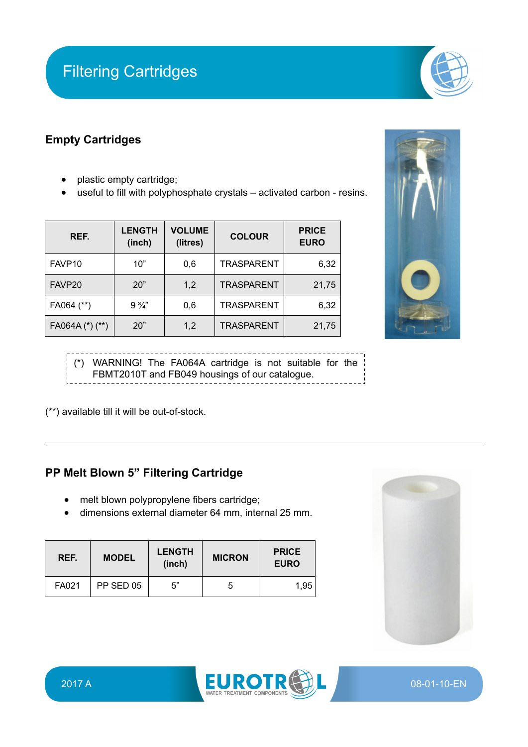# Filtering Cartridges

## Empty Cartridges

- plastic empty cartridge;
- useful to fill with polyphosphate crystals – activated carbon - resins.

| REF. | LENGTH (inch) | VOLUME (litres) | COLOUR | PRICE EURO |
|---|---|---|---|---|
| FAVP10 | 10” | 0,6 | TRASPARENT | 6,32 |
| FAVP20 | 20” | 1,2 | TRASPARENT | 21,75 |
| FA064 (**) | 9 ¾” | 0,6 | TRASPARENT | 6,32 |
| FA064A (*) (**) | 20” | 1,2 | TRASPARENT | 21,75 |

(*) WARNING! The FA064A cartridge is not suitable for the FBMT2010T and FB049 housings of our catalogue.

(**) available till it will be out-of-stock.

---

## PP Melt Blown 5” Filtering Cartridge

- melt blown polypropylene fibers cartridge;
- dimensions external diameter 64 mm, internal 25 mm.

| REF. | MODEL | LENGTH (inch) | MICRON | PRICE EURO |
|---|---|---|---|---|
| FA021 | PP SED 05 | 5” | 5 | 1,95 |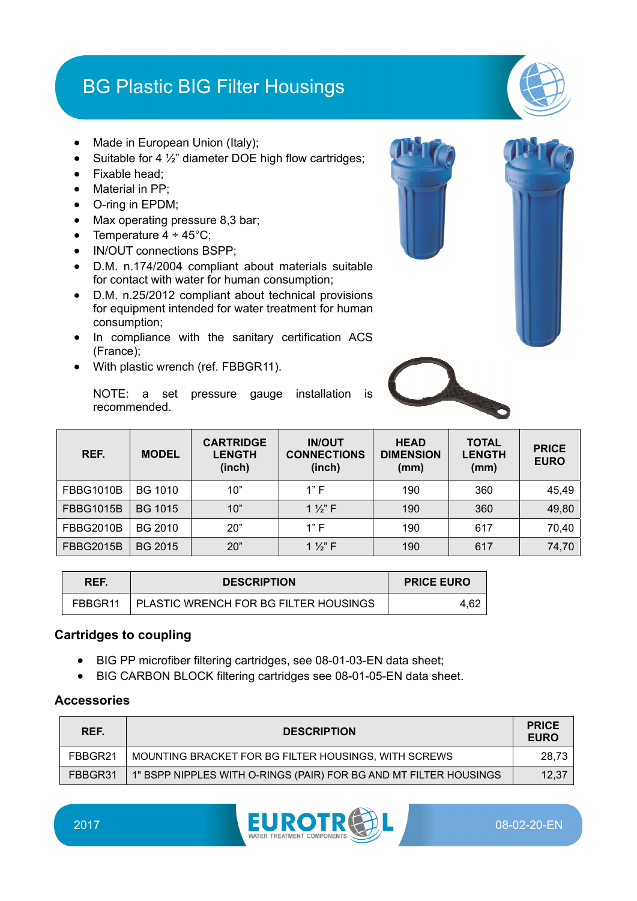# BG Plastic BIG Filter Housings

- Made in European Union (Italy);
- Suitable for 4 ½" diameter DOE high flow cartridges;
- Fixable head;
- Material in PP;
- O-ring in EPDM;
- Max operating pressure 8,3 bar;
- Temperature 4 ÷ 45°C;
- IN/OUT connections BSPP;
- D.M. n.174/2004 compliant about materials suitable for contact with water for human consumption;
- D.M. n.25/2012 compliant about technical provisions for equipment intended for water treatment for human consumption;
- In compliance with the sanitary certification ACS (France);
- With plastic wrench (ref. FBBGR11).

NOTE: a set pressure gauge installation is recommended.

| REF. | MODEL | CARTRIDGE LENGTH (inch) | IN/OUT CONNECTIONS (inch) | HEAD DIMENSION (mm) | TOTAL LENGTH (mm) | PRICE EURO |
|---|---|---|---|---|---|---|
| FBBG1010B | BG 1010 | 10" | 1" F | 190 | 360 | 45,49 |
| FBBG1015B | BG 1015 | 10" | 1 ½" F | 190 | 360 | 49,80 |
| FBBG2010B | BG 2010 | 20" | 1" F | 190 | 617 | 70,40 |
| FBBG2015B | BG 2015 | 20" | 1 ½" F | 190 | 617 | 74,70 |

| REF. | DESCRIPTION | PRICE EURO |
|---|---|---|
| FBBGR11 | PLASTIC WRENCH FOR BG FILTER HOUSINGS | 4,62 |

### Cartridges to coupling

- BIG PP microfiber filtering cartridges, see 08-01-03-EN data sheet;
- BIG CARBON BLOCK filtering cartridges see 08-01-05-EN data sheet.

### Accessories

| REF. | DESCRIPTION | PRICE EURO |
|---|---|---|
| FBBGR21 | MOUNTING BRACKET FOR BG FILTER HOUSINGS, WITH SCREWS | 28,73 |
| FBBGR31 | 1" BSPP NIPPLES WITH O-RINGS (PAIR) FOR BG AND MT FILTER HOUSINGS | 12,37 |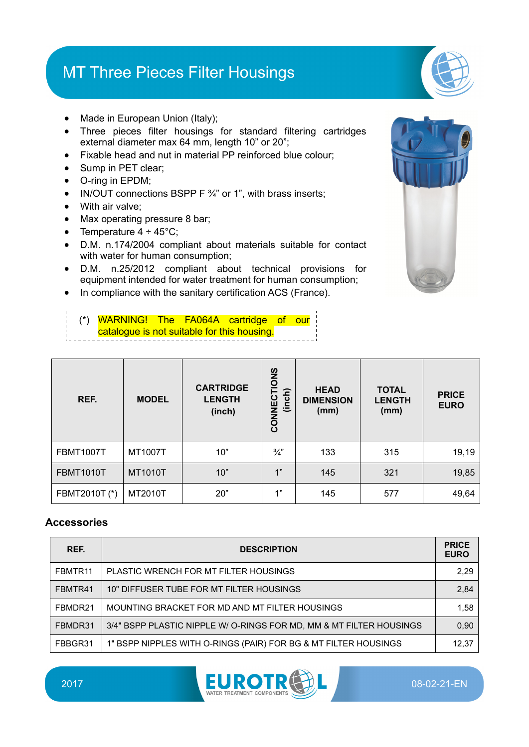# MT Three Pieces Filter Housings

- Made in European Union (Italy);
- Three pieces filter housings for standard filtering cartridges external diameter max 64 mm, length 10” or 20”;
- Fixable head and nut in material PP reinforced blue colour;
- Sump in PET clear;
- O-ring in EPDM;
- IN/OUT connections BSPP F ¾” or 1”, with brass inserts;
- With air valve;
- Max operating pressure 8 bar;
- Temperature 4 ÷ 45°C;
- D.M. n.174/2004 compliant about materials suitable for contact with water for human consumption;
- D.M. n.25/2012 compliant about technical provisions for equipment intended for water treatment for human consumption;
- In compliance with the sanitary certification ACS (France).

(*) WARNING! The FA064A cartridge of our catalogue is not suitable for this housing.

| REF. | MODEL | CARTRIDGE LENGTH (inch) | CONNECTIONS (inch) | HEAD DIMENSION (mm) | TOTAL LENGTH (mm) | PRICE EURO |
|---|---|---|---|---|---|---|
| FBMT1007T | MT1007T | 10” | ¾” | 133 | 315 | 19,19 |
| FBMT1010T | MT1010T | 10” | 1” | 145 | 321 | 19,85 |
| FBMT2010T (*) | MT2010T | 20” | 1” | 145 | 577 | 49,64 |

## Accessories

| REF. | DESCRIPTION | PRICE EURO |
|---|---|---|
| FBMTR11 | PLASTIC WRENCH FOR MT FILTER HOUSINGS | 2,29 |
| FBMTR41 | 10" DIFFUSER TUBE FOR MT FILTER HOUSINGS | 2,84 |
| FBMDR21 | MOUNTING BRACKET FOR MD AND MT FILTER HOUSINGS | 1,58 |
| FBMDR31 | 3/4" BSPP PLASTIC NIPPLE W/ O-RINGS FOR MD, MM & MT FILTER HOUSINGS | 0,90 |
| FBBGR31 | 1" BSPP NIPPLES WITH O-RINGS (PAIR) FOR BG & MT FILTER HOUSINGS | 12,37 |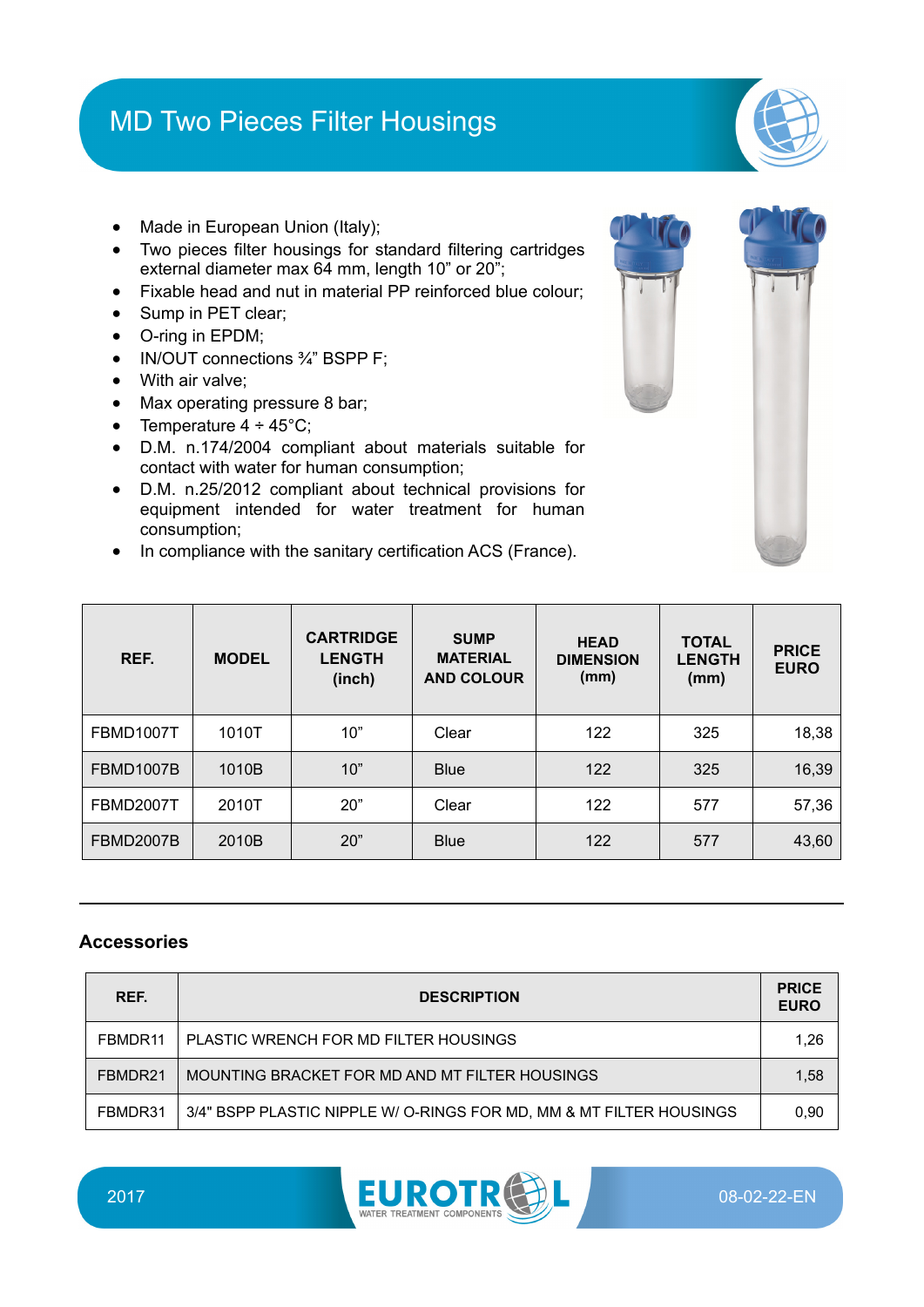# MD Two Pieces Filter Housings

- Made in European Union (Italy);
- Two pieces filter housings for standard filtering cartridges external diameter max 64 mm, length 10" or 20";
- Fixable head and nut in material PP reinforced blue colour;
- Sump in PET clear;
- O-ring in EPDM;
- IN/OUT connections ¾" BSPP F;
- With air valve;
- Max operating pressure 8 bar;
- Temperature 4 ÷ 45°C;
- D.M. n.174/2004 compliant about materials suitable for contact with water for human consumption;
- D.M. n.25/2012 compliant about technical provisions for equipment intended for water treatment for human consumption;
- In compliance with the sanitary certification ACS (France).

| REF. | MODEL | CARTRIDGE LENGTH (inch) | SUMP MATERIAL AND COLOUR | HEAD DIMENSION (mm) | TOTAL LENGTH (mm) | PRICE EURO |
|---|---|---|---|---|---|---|
| FBMD1007T | 1010T | 10" | Clear | 122 | 325 | 18,38 |
| FBMD1007B | 1010B | 10" | Blue | 122 | 325 | 16,39 |
| FBMD2007T | 2010T | 20" | Clear | 122 | 577 | 57,36 |
| FBMD2007B | 2010B | 20" | Blue | 122 | 577 | 43,60 |

## Accessories

| REF. | DESCRIPTION | PRICE EURO |
|---|---|---|
| FBMDR11 | PLASTIC WRENCH FOR MD FILTER HOUSINGS | 1,26 |
| FBMDR21 | MOUNTING BRACKET FOR MD AND MT FILTER HOUSINGS | 1,58 |
| FBMDR31 | 3/4" BSPP PLASTIC NIPPLE W/ O-RINGS FOR MD, MM & MT FILTER HOUSINGS | 0,90 |

2017

EUROTROL WATER TREATMENT COMPONENTS

08-02-22-EN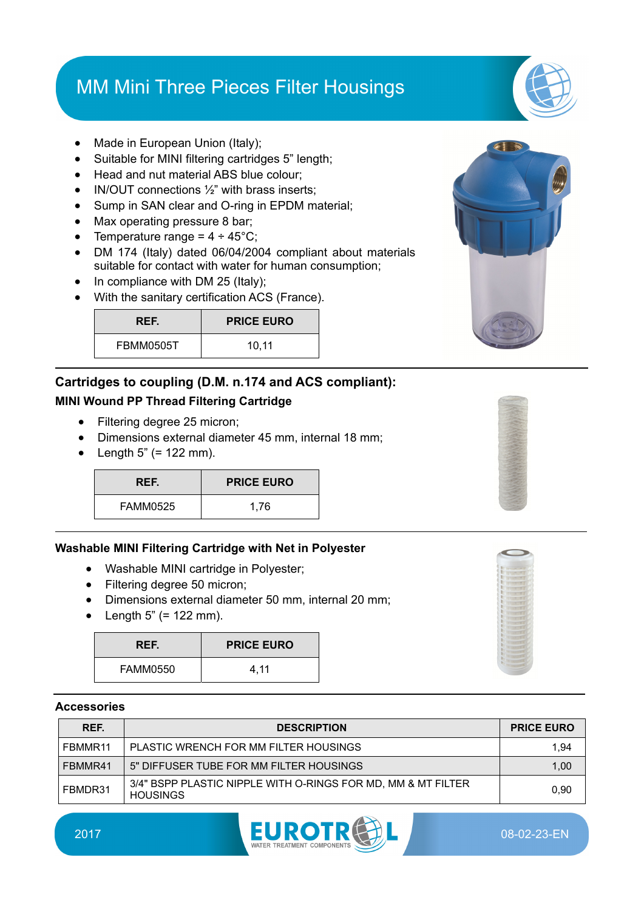# MM Mini Three Pieces Filter Housings

- Made in European Union (Italy);
- Suitable for MINI filtering cartridges 5" length;
- Head and nut material ABS blue colour;
- IN/OUT connections ½" with brass inserts;
- Sump in SAN clear and O-ring in EPDM material;
- Max operating pressure 8 bar;
- Temperature range = 4 ÷ 45°C;
- DM 174 (Italy) dated 06/04/2004 compliant about materials suitable for contact with water for human consumption;
- In compliance with DM 25 (Italy);
- With the sanitary certification ACS (France).

| REF. | PRICE EURO |
|---|---|
| FBMM0505T | 10,11 |

## Cartridges to coupling (D.M. n.174 and ACS compliant):

### MINI Wound PP Thread Filtering Cartridge

- Filtering degree 25 micron;
- Dimensions external diameter 45 mm, internal 18 mm;
- Length 5" (= 122 mm).

| REF. | PRICE EURO |
|---|---|
| FAMM0525 | 1,76 |

### Washable MINI Filtering Cartridge with Net in Polyester

- Washable MINI cartridge in Polyester;
- Filtering degree 50 micron;
- Dimensions external diameter 50 mm, internal 20 mm;
- Length 5" (= 122 mm).

| REF. | PRICE EURO |
|---|---|
| FAMM0550 | 4,11 |

### Accessories

| REF. | DESCRIPTION | PRICE EURO |
|---|---|---|
| FBMMR11 | PLASTIC WRENCH FOR MM FILTER HOUSINGS | 1,94 |
| FBMMR41 | 5" DIFFUSER TUBE FOR MM FILTER HOUSINGS | 1,00 |
| FBMDR31 | 3/4" BSPP PLASTIC NIPPLE WITH O-RINGS FOR MD, MM & MT FILTER HOUSINGS | 0,90 |

2017

EUROTROL WATER TREATMENT COMPONENTS

08-02-23-EN